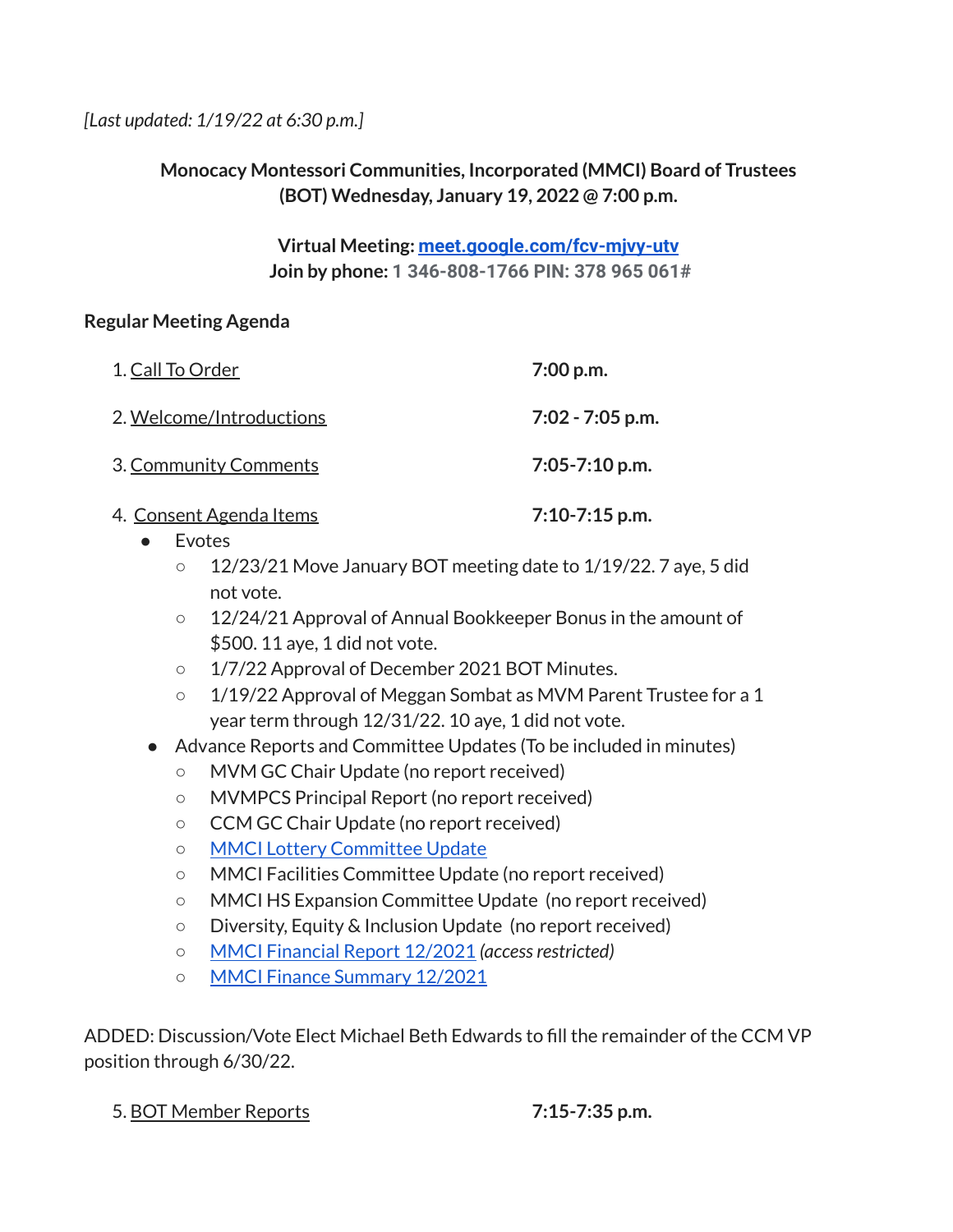*[Last updated: 1/19/22 at 6:30 p.m.]*

**Monocacy Montessori Communities, Incorporated (MMCI) Board of Trustees (BOT) Wednesday, January 19, 2022 @ 7:00 p.m.**

**Virtual Meeting: [meet.google.com/fcv-mjvy-utv](meet.google.com/fcv-mjvy-utv)**
**Join by phone: 1 346-808-1766 PIN: 378 965 061#**

**Regular Meeting Agenda**

1. Call To Order — **7:00 p.m.**
2. Welcome/Introductions — **7:02 - 7:05 p.m.**
3. Community Comments — **7:05-7:10 p.m.**
4. Consent Agenda Items — **7:10-7:15 p.m.**
   - Evotes
     - 12/23/21 Move January BOT meeting date to 1/19/22. 7 aye, 5 did not vote.
     - 12/24/21 Approval of Annual Bookkeeper Bonus in the amount of $500. 11 aye, 1 did not vote.
     - 1/7/22 Approval of December 2021 BOT Minutes.
     - 1/19/22 Approval of Meggan Sombat as MVM Parent Trustee for a 1 year term through 12/31/22. 10 aye, 1 did not vote.
   - Advance Reports and Committee Updates (To be included in minutes)
     - MVM GC Chair Update (no report received)
     - MVMPCS Principal Report (no report received)
     - CCM GC Chair Update (no report received)
     - MMCI Lottery Committee Update
     - MMCI Facilities Committee Update (no report received)
     - MMCI HS Expansion Committee Update (no report received)
     - Diversity, Equity & Inclusion Update (no report received)
     - MMCI Financial Report 12/2021 *(access restricted)*
     - MMCI Finance Summary 12/2021

ADDED: Discussion/Vote Elect Michael Beth Edwards to fill the remainder of the CCM VP position through 6/30/22.

5. BOT Member Reports — **7:15-7:35 p.m.**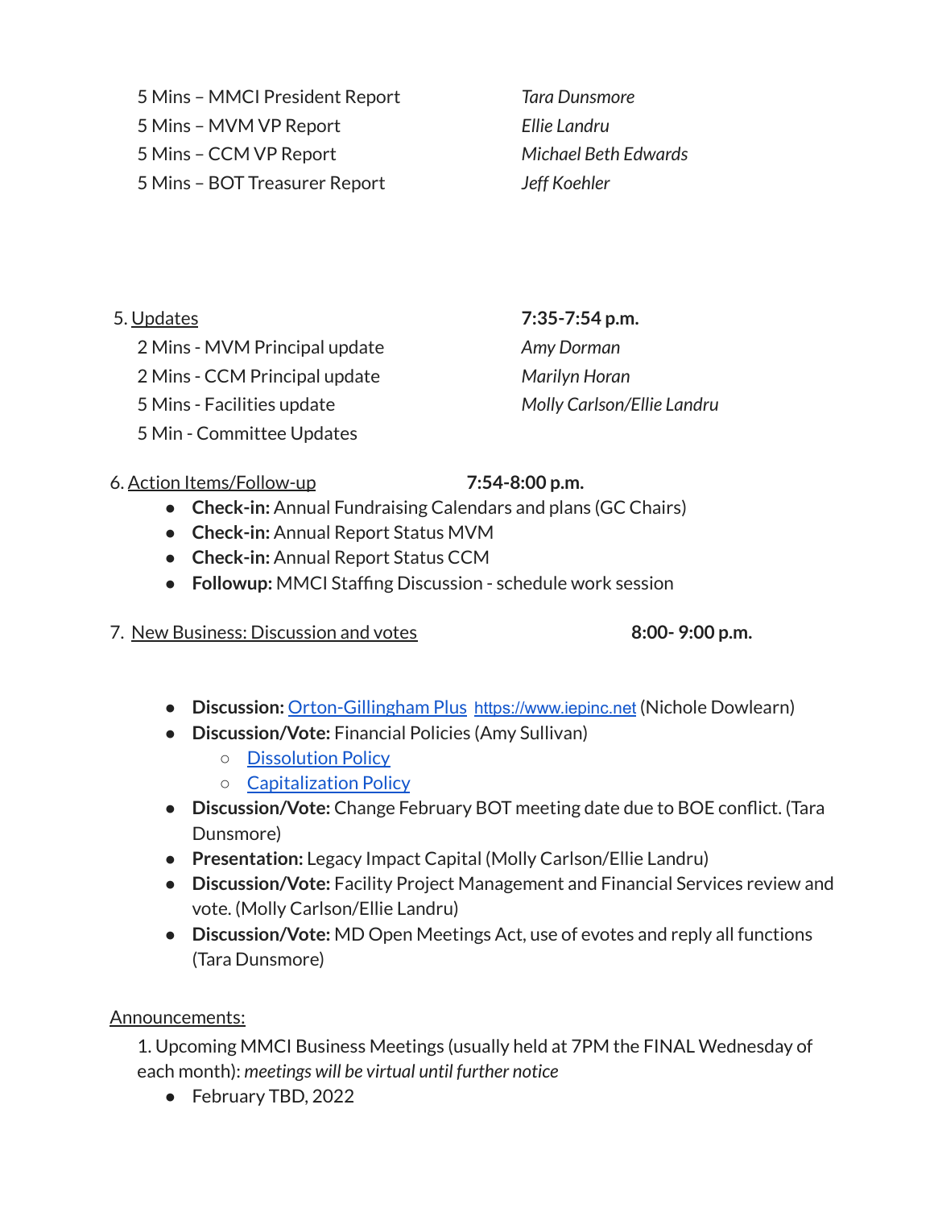5 Mins – MMCI President Report — *Tara Dunsmore*
5 Mins – MVM VP Report — *Ellie Landru*
5 Mins – CCM VP Report — *Michael Beth Edwards*
5 Mins – BOT Treasurer Report — *Jeff Koehler*

5. Updates **7:35-7:54 p.m.**
   2 Mins - MVM Principal update — *Amy Dorman*
   2 Mins - CCM Principal update — *Marilyn Horan*
   5 Mins - Facilities update — *Molly Carlson/Ellie Landru*
   5 Min - Committee Updates

6. Action Items/Follow-up **7:54-8:00 p.m.**
   - **Check-in:** Annual Fundraising Calendars and plans (GC Chairs)
   - **Check-in:** Annual Report Status MVM
   - **Check-in:** Annual Report Status CCM
   - **Followup:** MMCI Staffing Discussion - schedule work session

7. New Business: Discussion and votes **8:00- 9:00 p.m.**
   - **Discussion:** Orton-Gillingham Plus https://www.iepinc.net (Nichole Dowlearn)
   - **Discussion/Vote:** Financial Policies (Amy Sullivan)
     - Dissolution Policy
     - Capitalization Policy
   - **Discussion/Vote:** Change February BOT meeting date due to BOE conflict. (Tara Dunsmore)
   - **Presentation:** Legacy Impact Capital (Molly Carlson/Ellie Landru)
   - **Discussion/Vote:** Facility Project Management and Financial Services review and vote. (Molly Carlson/Ellie Landru)
   - **Discussion/Vote:** MD Open Meetings Act, use of evotes and reply all functions (Tara Dunsmore)

Announcements:

1. Upcoming MMCI Business Meetings (usually held at 7PM the FINAL Wednesday of each month): *meetings will be virtual until further notice*
   - February TBD, 2022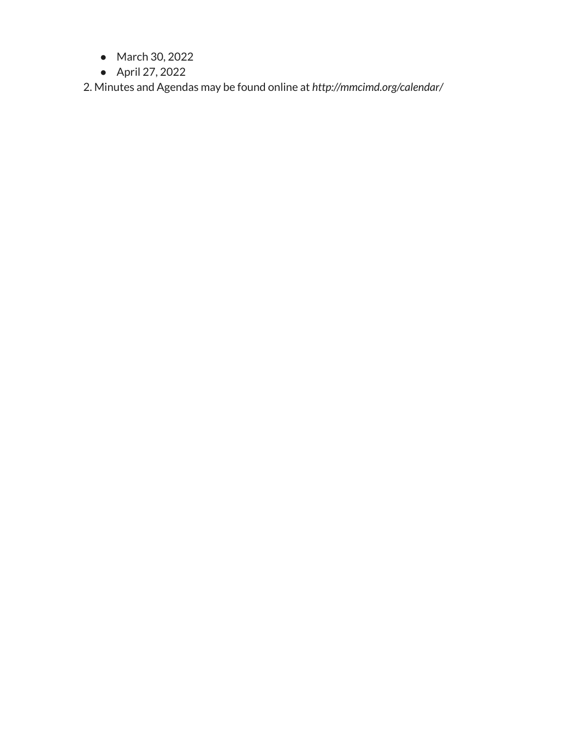- March 30, 2022
- April 27, 2022

2. Minutes and Agendas may be found online at *http://mmcimd.org/calendar/*